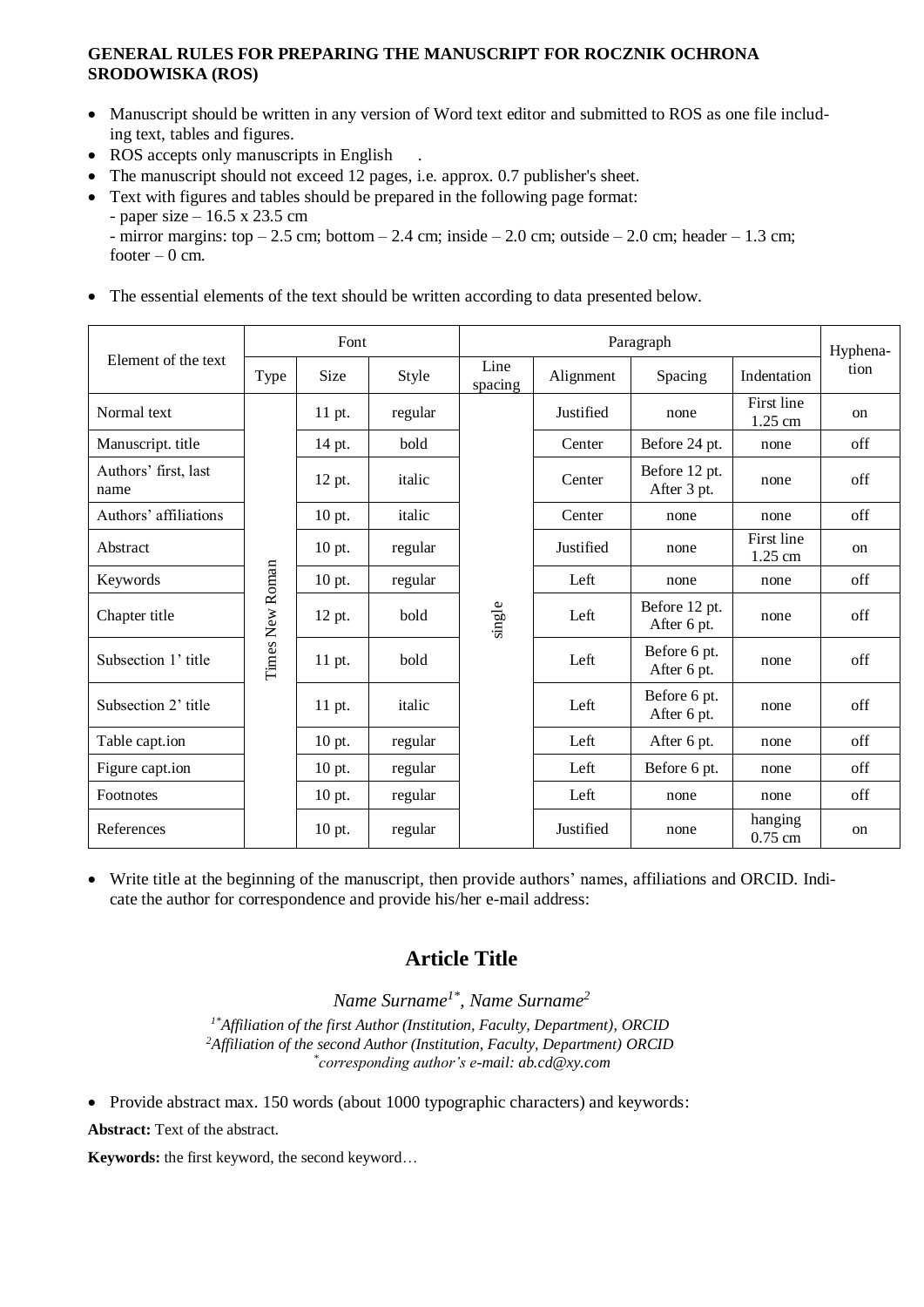**GENERAL RULES FOR PREPARING THE MANUSCRIPT FOR ROCZNIK OCHRONA SRODOWISKA (ROS)**

- Manuscript should be written in any version of Word text editor and submitted to ROS as one file including text, tables and figures.
- ROS accepts only manuscripts in English .
- The manuscript should not exceed 12 pages, i.e. approx. 0.7 publisher's sheet.
- Text with figures and tables should be prepared in the following page format:
  - paper size – 16.5 x 23.5 cm
  - mirror margins: top – 2.5 cm; bottom – 2.4 cm; inside – 2.0 cm; outside – 2.0 cm; header – 1.3 cm; footer – 0 cm.
- The essential elements of the text should be written according to data presented below.

| Element of the text | Font | | | Paragraph | | | | Hyphenation |
|---|---|---|---|---|---|---|---|---|
| | Type | Size | Style | Line spacing | Alignment | Spacing | Indentation | |
| Normal text | Times New Roman | 11 pt. | regular | single | Justified | none | First line 1.25 cm | on |
| Manuscript. title | | 14 pt. | bold | | Center | Before 24 pt. | none | off |
| Authors' first, last name | | 12 pt. | italic | | Center | Before 12 pt. After 3 pt. | none | off |
| Authors' affiliations | | 10 pt. | italic | | Center | none | none | off |
| Abstract | | 10 pt. | regular | | Justified | none | First line 1.25 cm | on |
| Keywords | | 10 pt. | regular | | Left | none | none | off |
| Chapter title | | 12 pt. | bold | | Left | Before 12 pt. After 6 pt. | none | off |
| Subsection 1' title | | 11 pt. | bold | | Left | Before 6 pt. After 6 pt. | none | off |
| Subsection 2' title | | 11 pt. | italic | | Left | Before 6 pt. After 6 pt. | none | off |
| Table capt.ion | | 10 pt. | regular | | Left | After 6 pt. | none | off |
| Figure capt.ion | | 10 pt. | regular | | Left | Before 6 pt. | none | off |
| Footnotes | | 10 pt. | regular | | Left | none | none | off |
| References | | 10 pt. | regular | | Justified | none | hanging 0.75 cm | on |

- Write title at the beginning of the manuscript, then provide authors' names, affiliations and ORCID. Indicate the author for correspondence and provide his/her e-mail address:

**Article Title**

*Name Surname[1*], Name Surname[2]*

*[1*]Affiliation of the first Author (Institution, Faculty, Department), ORCID*
*[2]Affiliation of the second Author (Institution, Faculty, Department) ORCID*
*[*]corresponding author's e-mail: ab.cd@xy.com*

- Provide abstract max. 150 words (about 1000 typographic characters) and keywords:

**Abstract:** Text of the abstract.

**Keywords:** the first keyword, the second keyword…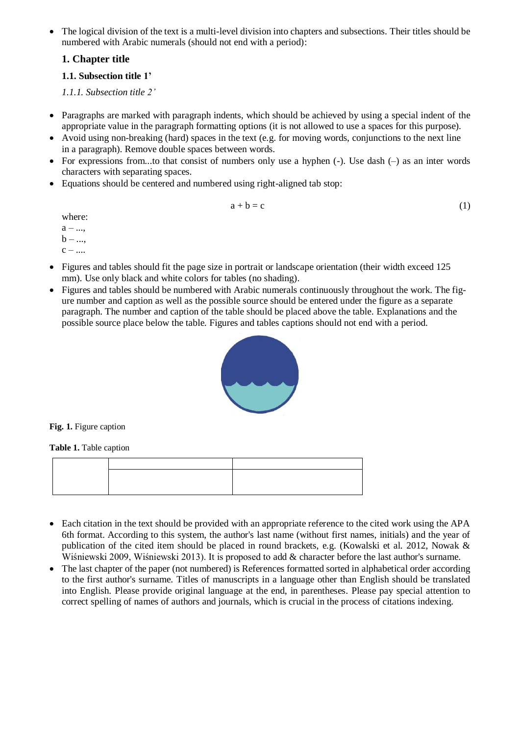- The logical division of the text is a multi-level division into chapters and subsections. Their titles should be numbered with Arabic numerals (should not end with a period):

  **1. Chapter title**

  **1.1. Subsection title 1'**

  *1.1.1. Subsection title 2'*

- Paragraphs are marked with paragraph indents, which should be achieved by using a special indent of the appropriate value in the paragraph formatting options (it is not allowed to use a spaces for this purpose).
- Avoid using non-breaking (hard) spaces in the text (e.g. for moving words, conjunctions to the next line in a paragraph). Remove double spaces between words.
- For expressions from...to that consist of numbers only use a hyphen (-). Use dash (–) as an inter words characters with separating spaces.
- Equations should be centered and numbered using right-aligned tab stop:

$$a + b = c \tag{1}$$

  where:
  a – ...,
  b – ...,
  c – ....

- Figures and tables should fit the page size in portrait or landscape orientation (their width exceed 125 mm). Use only black and white colors for tables (no shading).
- Figures and tables should be numbered with Arabic numerals continuously throughout the work. The figure number and caption as well as the possible source should be entered under the figure as a separate paragraph. The number and caption of the table should be placed above the table. Explanations and the possible source place below the table. Figures and tables captions should not end with a period.

**Fig. 1.** Figure caption

**Table 1.** Table caption

| | | |
|---|---|---|
| | | |

- Each citation in the text should be provided with an appropriate reference to the cited work using the APA 6th format. According to this system, the author's last name (without first names, initials) and the year of publication of the cited item should be placed in round brackets, e.g. (Kowalski et al. 2012, Nowak & Wiśniewski 2009, Wiśniewski 2013). It is proposed to add & character before the last author's surname.
- The last chapter of the paper (not numbered) is References formatted sorted in alphabetical order according to the first author's surname. Titles of manuscripts in a language other than English should be translated into English. Please provide original language at the end, in parentheses. Please pay special attention to correct spelling of names of authors and journals, which is crucial in the process of citations indexing.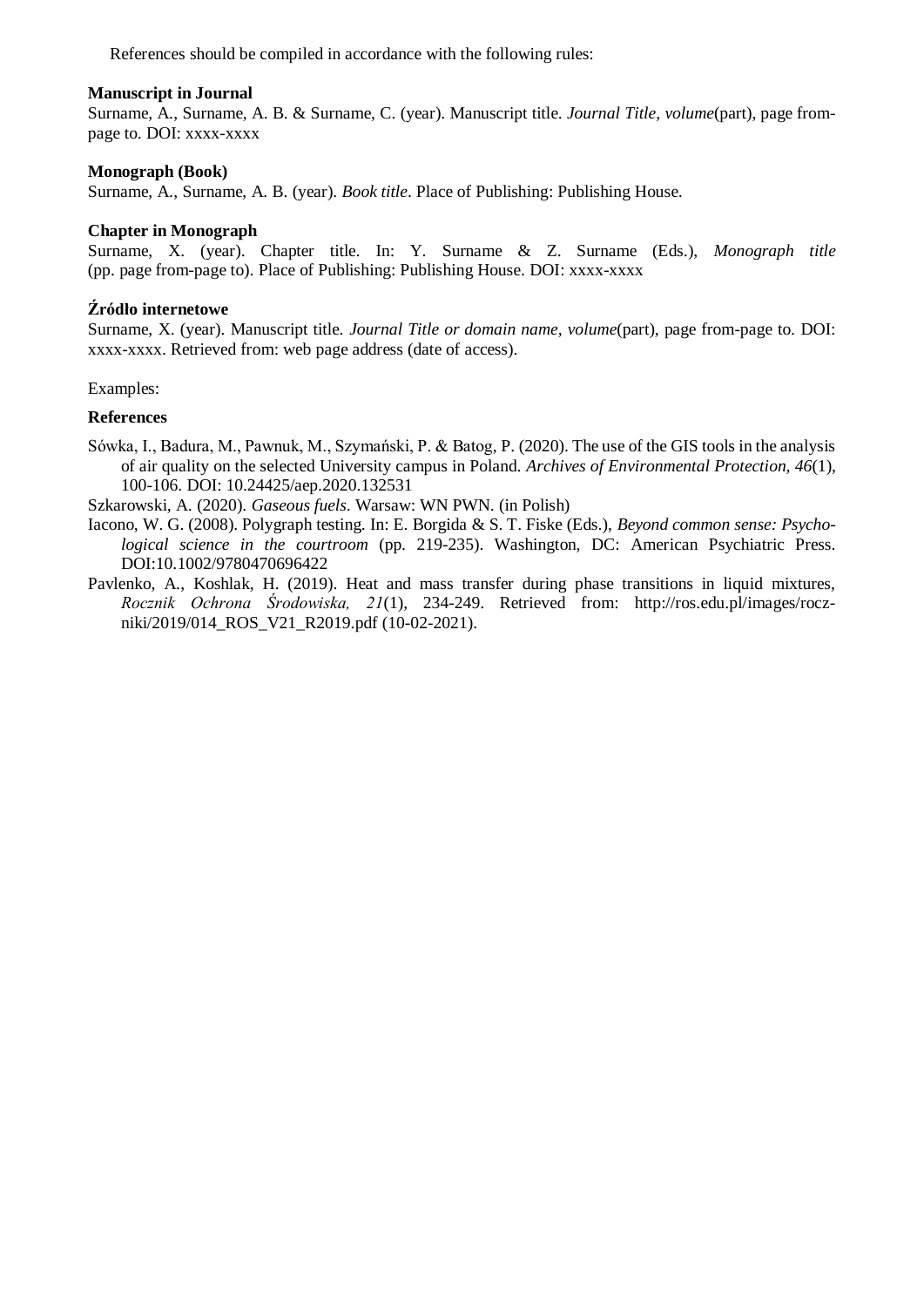References should be compiled in accordance with the following rules:

**Manuscript in Journal**

Surname, A., Surname, A. B. & Surname, C. (year). Manuscript title. *Journal Title, volume*(part), page from-page to. DOI: xxxx-xxxx

**Monograph (Book)**

Surname, A., Surname, A. B. (year). *Book title*. Place of Publishing: Publishing House.

**Chapter in Monograph**

Surname, X. (year). Chapter title. In: Y. Surname & Z. Surname (Eds.), *Monograph title* (pp. page from-page to). Place of Publishing: Publishing House. DOI: xxxx-xxxx

**Źródlo internetowe**

Surname, X. (year). Manuscript title. *Journal Title or domain name*, *volume*(part), page from-page to. DOI: xxxx-xxxx. Retrieved from: web page address (date of access).

Examples:

**References**

Sówka, I., Badura, M., Pawnuk, M., Szymański, P. & Batog, P. (2020). The use of the GIS tools in the analysis of air quality on the selected University campus in Poland. *Archives of Environmental Protection, 46*(1), 100-106. DOI: 10.24425/aep.2020.132531

Szkarowski, A. (2020). *Gaseous fuels*. Warsaw: WN PWN. (in Polish)

Iacono, W. G. (2008). Polygraph testing. In: E. Borgida & S. T. Fiske (Eds.), *Beyond common sense: Psychological science in the courtroom* (pp. 219-235). Washington, DC: American Psychiatric Press. DOI:10.1002/9780470696422

Pavlenko, A., Koshlak, H. (2019). Heat and mass transfer during phase transitions in liquid mixtures, *Rocznik Ochrona Środowiska, 21*(1), 234-249. Retrieved from: http://ros.edu.pl/images/roczniki/2019/014_ROS_V21_R2019.pdf (10-02-2021).